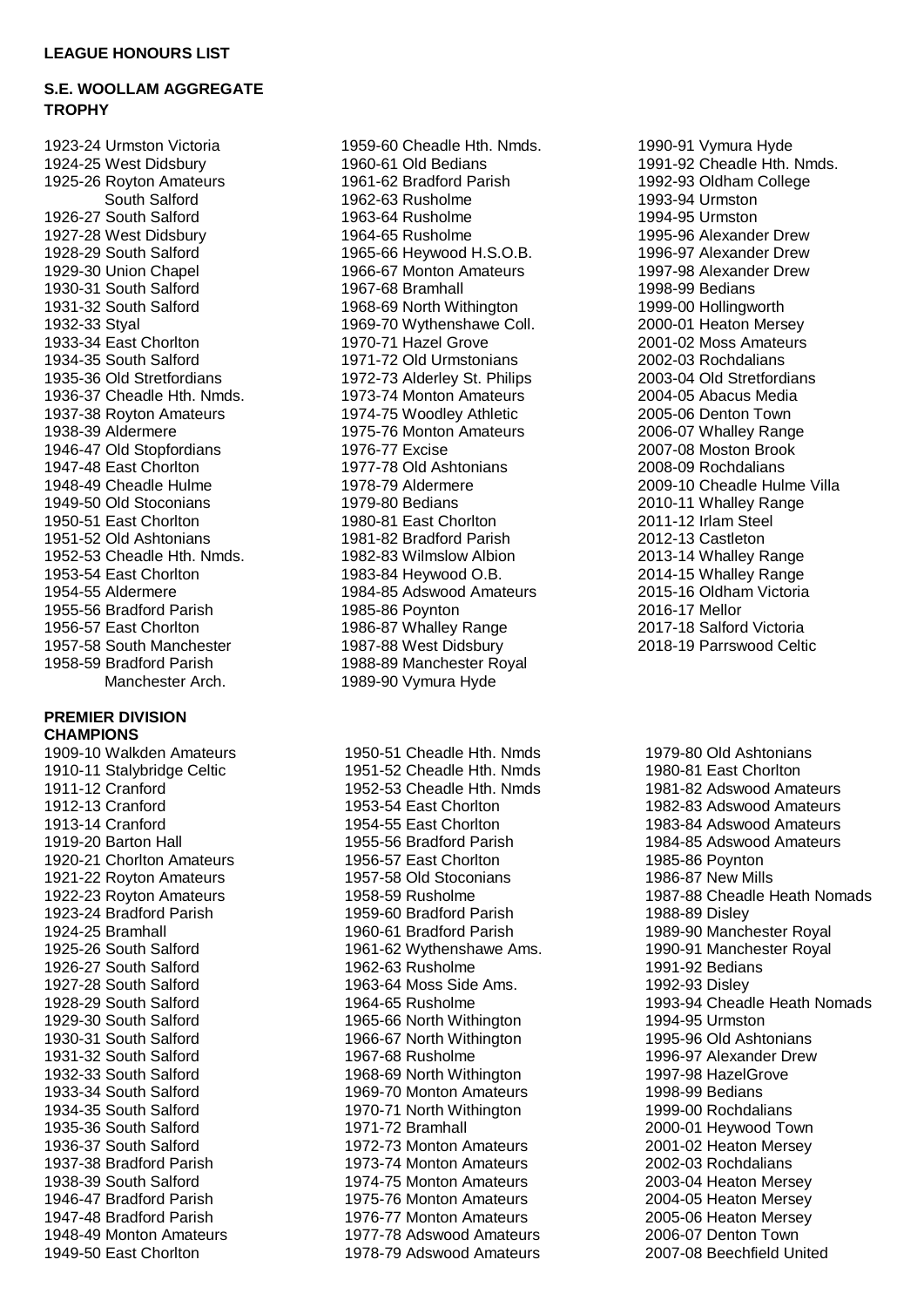**LEAGUE HONOURS LIST**

**S.E. WOOLLAM AGGREGATE TROPHY**

1923-24 Urmston Victoria
1924-25 West Didsbury
1925-26 Royton Amateurs
South Salford
1926-27 South Salford
1927-28 West Didsbury
1928-29 South Salford
1929-30 Union Chapel
1930-31 South Salford
1931-32 South Salford
1932-33 Styal
1933-34 East Chorlton
1934-35 South Salford
1935-36 Old Stretfordians
1936-37 Cheadle Hth. Nmds.
1937-38 Royton Amateurs
1938-39 Aldermere
1946-47 Old Stopfordians
1947-48 East Chorlton
1948-49 Cheadle Hulme
1949-50 Old Stoconians
1950-51 East Chorlton
1951-52 Old Ashtonians
1952-53 Cheadle Hth. Nmds.
1953-54 East Chorlton
1954-55 Aldermere
1955-56 Bradford Parish
1956-57 East Chorlton
1957-58 South Manchester
1958-59 Bradford Parish
Manchester Arch.
1959-60 Cheadle Hth. Nmds.
1960-61 Old Bedians
1961-62 Bradford Parish
1962-63 Rusholme
1963-64 Rusholme
1964-65 Rusholme
1965-66 Heywood H.S.O.B.
1966-67 Monton Amateurs
1967-68 Bramhall
1968-69 North Withington
1969-70 Wythenshawe Coll.
1970-71 Hazel Grove
1971-72 Old Urmstonians
1972-73 Alderley St. Philips
1973-74 Monton Amateurs
1974-75 Woodley Athletic
1975-76 Monton Amateurs
1976-77 Excise
1977-78 Old Ashtonians
1978-79 Aldermere
1979-80 Bedians
1980-81 East Chorlton
1981-82 Bradford Parish
1982-83 Wilmslow Albion
1983-84 Heywood O.B.
1984-85 Adswood Amateurs
1985-86 Poynton
1986-87 Whalley Range
1987-88 West Didsbury
1988-89 Manchester Royal
1989-90 Vymura Hyde
1990-91 Vymura Hyde
1991-92 Cheadle Hth. Nmds.
1992-93 Oldham College
1993-94 Urmston
1994-95 Urmston
1995-96 Alexander Drew
1996-97 Alexander Drew
1997-98 Alexander Drew
1998-99 Bedians
1999-00 Hollingworth
2000-01 Heaton Mersey
2001-02 Moss Amateurs
2002-03 Rochdalians
2003-04 Old Stretfordians
2004-05 Abacus Media
2005-06 Denton Town
2006-07 Whalley Range
2007-08 Moston Brook
2008-09 Rochdalians
2009-10 Cheadle Hulme Villa
2010-11 Whalley Range
2011-12 Irlam Steel
2012-13 Castleton
2013-14 Whalley Range
2014-15 Whalley Range
2015-16 Oldham Victoria
2016-17 Mellor
2017-18 Salford Victoria
2018-19 Parrswood Celtic

**PREMIER DIVISION CHAMPIONS**

1909-10 Walkden Amateurs
1910-11 Stalybridge Celtic
1911-12 Cranford
1912-13 Cranford
1913-14 Cranford
1919-20 Barton Hall
1920-21 Chorlton Amateurs
1921-22 Royton Amateurs
1922-23 Royton Amateurs
1923-24 Bradford Parish
1924-25 Bramhall
1925-26 South Salford
1926-27 South Salford
1927-28 South Salford
1928-29 South Salford
1929-30 South Salford
1930-31 South Salford
1931-32 South Salford
1932-33 South Salford
1933-34 South Salford
1934-35 South Salford
1935-36 South Salford
1936-37 South Salford
1937-38 Bradford Parish
1938-39 South Salford
1946-47 Bradford Parish
1947-48 Bradford Parish
1948-49 Monton Amateurs
1949-50 East Chorlton
1950-51 Cheadle Hth. Nmds
1951-52 Cheadle Hth. Nmds
1952-53 Cheadle Hth. Nmds
1953-54 East Chorlton
1954-55 East Chorlton
1955-56 Bradford Parish
1956-57 East Chorlton
1957-58 Old Stoconians
1958-59 Rusholme
1959-60 Bradford Parish
1960-61 Bradford Parish
1961-62 Wythenshawe Ams.
1962-63 Rusholme
1963-64 Moss Side Ams.
1964-65 Rusholme
1965-66 North Withington
1966-67 North Withington
1967-68 Rusholme
1968-69 North Withington
1969-70 Monton Amateurs
1970-71 North Withington
1971-72 Bramhall
1972-73 Monton Amateurs
1973-74 Monton Amateurs
1974-75 Monton Amateurs
1975-76 Monton Amateurs
1976-77 Monton Amateurs
1977-78 Adswood Amateurs
1978-79 Adswood Amateurs
1979-80 Old Ashtonians
1980-81 East Chorlton
1981-82 Adswood Amateurs
1982-83 Adswood Amateurs
1983-84 Adswood Amateurs
1984-85 Adswood Amateurs
1985-86 Poynton
1986-87 New Mills
1987-88 Cheadle Heath Nomads
1988-89 Disley
1989-90 Manchester Royal
1990-91 Manchester Royal
1991-92 Bedians
1992-93 Disley
1993-94 Cheadle Heath Nomads
1994-95 Urmston
1995-96 Old Ashtonians
1996-97 Alexander Drew
1997-98 HazelGrove
1998-99 Bedians
1999-00 Rochdalians
2000-01 Heywood Town
2001-02 Heaton Mersey
2002-03 Rochdalians
2003-04 Heaton Mersey
2004-05 Heaton Mersey
2005-06 Heaton Mersey
2006-07 Denton Town
2007-08 Beechfield United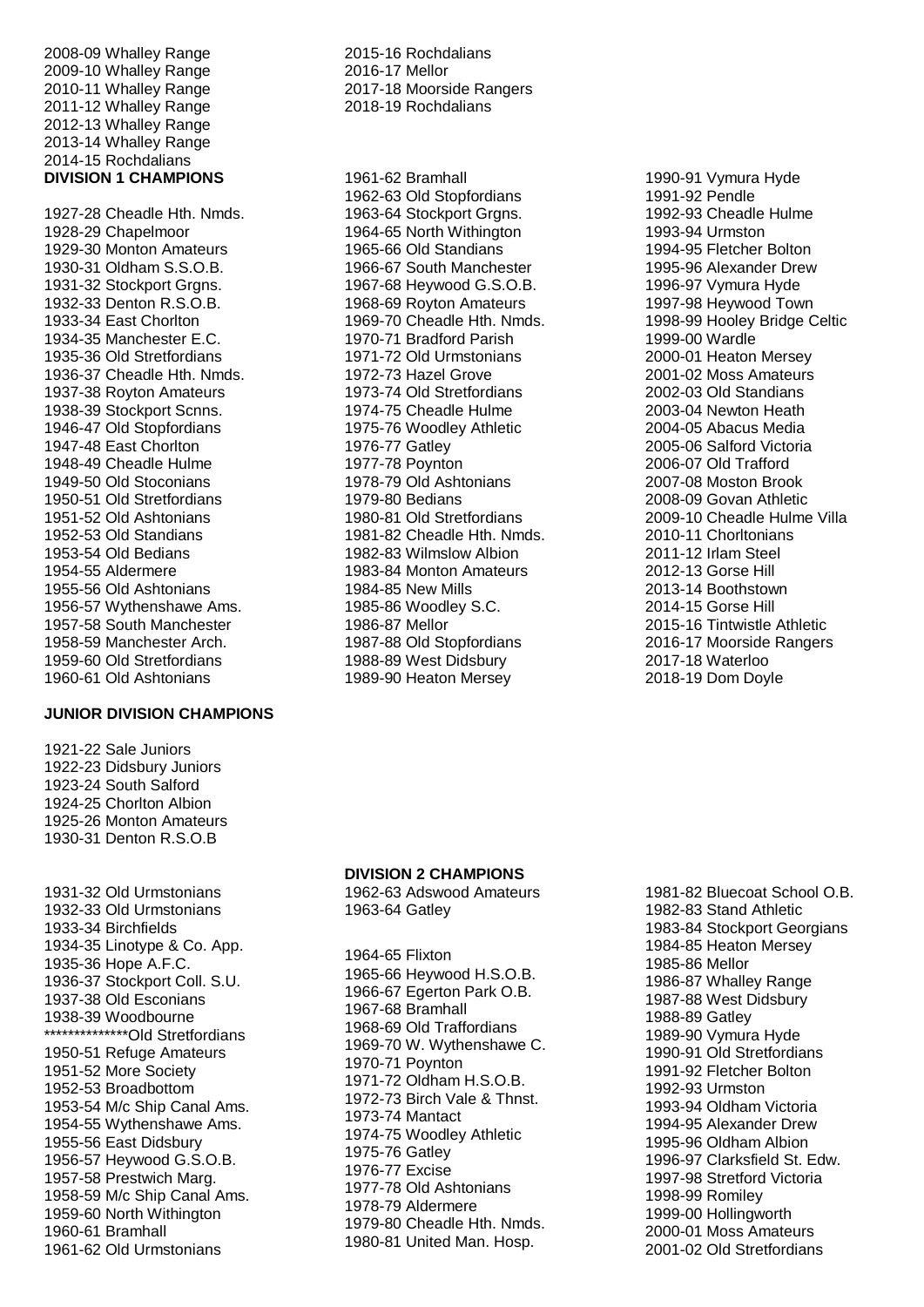2008-09 Whalley Range
2009-10 Whalley Range
2010-11 Whalley Range
2011-12 Whalley Range
2012-13 Whalley Range
2013-14 Whalley Range
2014-15 Rochdalians
2015-16 Rochdalians
2016-17 Mellor
2017-18 Moorside Rangers
2018-19 Rochdalians

**DIVISION 1 CHAMPIONS**

1927-28 Cheadle Hth. Nmds.
1928-29 Chapelmoor
1929-30 Monton Amateurs
1930-31 Oldham S.S.O.B.
1931-32 Stockport Grgns.
1932-33 Denton R.S.O.B.
1933-34 East Chorlton
1934-35 Manchester E.C.
1935-36 Old Stretfordians
1936-37 Cheadle Hth. Nmds.
1937-38 Royton Amateurs
1938-39 Stockport Scnns.
1946-47 Old Stopfordians
1947-48 East Chorlton
1948-49 Cheadle Hulme
1949-50 Old Stoconians
1950-51 Old Stretfordians
1951-52 Old Ashtonians
1952-53 Old Standians
1953-54 Old Bedians
1954-55 Aldermere
1955-56 Old Ashtonians
1956-57 Wythenshawe Ams.
1957-58 South Manchester
1958-59 Manchester Arch.
1959-60 Old Stretfordians
1960-61 Old Ashtonians
1961-62 Bramhall
1962-63 Old Stopfordians
1963-64 Stockport Grgns.
1964-65 North Withington
1965-66 Old Standians
1966-67 South Manchester
1967-68 Heywood G.S.O.B.
1968-69 Royton Amateurs
1969-70 Cheadle Hth. Nmds.
1970-71 Bradford Parish
1971-72 Old Urmstonians
1972-73 Hazel Grove
1973-74 Old Stretfordians
1974-75 Cheadle Hulme
1975-76 Woodley Athletic
1976-77 Gatley
1977-78 Poynton
1978-79 Old Ashtonians
1979-80 Bedians
1980-81 Old Stretfordians
1981-82 Cheadle Hth. Nmds.
1982-83 Wilmslow Albion
1983-84 Monton Amateurs
1984-85 New Mills
1985-86 Woodley S.C.
1986-87 Mellor
1987-88 Old Stopfordians
1988-89 West Didsbury
1989-90 Heaton Mersey
1990-91 Vymura Hyde
1991-92 Pendle
1992-93 Cheadle Hulme
1993-94 Urmston
1994-95 Fletcher Bolton
1995-96 Alexander Drew
1996-97 Vymura Hyde
1997-98 Heywood Town
1998-99 Hooley Bridge Celtic
1999-00 Wardle
2000-01 Heaton Mersey
2001-02 Moss Amateurs
2002-03 Old Standians
2003-04 Newton Heath
2004-05 Abacus Media
2005-06 Salford Victoria
2006-07 Old Trafford
2007-08 Moston Brook
2008-09 Govan Athletic
2009-10 Cheadle Hulme Villa
2010-11 Chorltonians
2011-12 Irlam Steel
2012-13 Gorse Hill
2013-14 Boothstown
2014-15 Gorse Hill
2015-16 Tintwistle Athletic
2016-17 Moorside Rangers
2017-18 Waterloo
2018-19 Dom Doyle

**JUNIOR DIVISION CHAMPIONS**

1921-22 Sale Juniors
1922-23 Didsbury Juniors
1923-24 South Salford
1924-25 Chorlton Albion
1925-26 Monton Amateurs
1930-31 Denton R.S.O.B

1931-32 Old Urmstonians
1932-33 Old Urmstonians
1933-34 Birchfields
1934-35 Linotype & Co. App.
1935-36 Hope A.F.C.
1936-37 Stockport Coll. S.U.
1937-38 Old Esconians
1938-39 Woodbourne
**************Old Stretfordians
1950-51 Refuge Amateurs
1951-52 More Society
1952-53 Broadbottom
1953-54 M/c Ship Canal Ams.
1954-55 Wythenshawe Ams.
1955-56 East Didsbury
1956-57 Heywood G.S.O.B.
1957-58 Prestwich Marg.
1958-59 M/c Ship Canal Ams.
1959-60 North Withington
1960-61 Bramhall
1961-62 Old Urmstonians

**DIVISION 2 CHAMPIONS**

1962-63 Adswood Amateurs
1963-64 Gatley

1964-65 Flixton
1965-66 Heywood H.S.O.B.
1966-67 Egerton Park O.B.
1967-68 Bramhall
1968-69 Old Traffordians
1969-70 W. Wythenshawe C.
1970-71 Poynton
1971-72 Oldham H.S.O.B.
1972-73 Birch Vale & Thnst.
1973-74 Mantact
1974-75 Woodley Athletic
1975-76 Gatley
1976-77 Excise
1977-78 Old Ashtonians
1978-79 Aldermere
1979-80 Cheadle Hth. Nmds.
1980-81 United Man. Hosp.
1981-82 Bluecoat School O.B.
1982-83 Stand Athletic
1983-84 Stockport Georgians
1984-85 Heaton Mersey
1985-86 Mellor
1986-87 Whalley Range
1987-88 West Didsbury
1988-89 Gatley
1989-90 Vymura Hyde
1990-91 Old Stretfordians
1991-92 Fletcher Bolton
1992-93 Urmston
1993-94 Oldham Victoria
1994-95 Alexander Drew
1995-96 Oldham Albion
1996-97 Clarksfield St. Edw.
1997-98 Stretford Victoria
1998-99 Romiley
1999-00 Hollingworth
2000-01 Moss Amateurs
2001-02 Old Stretfordians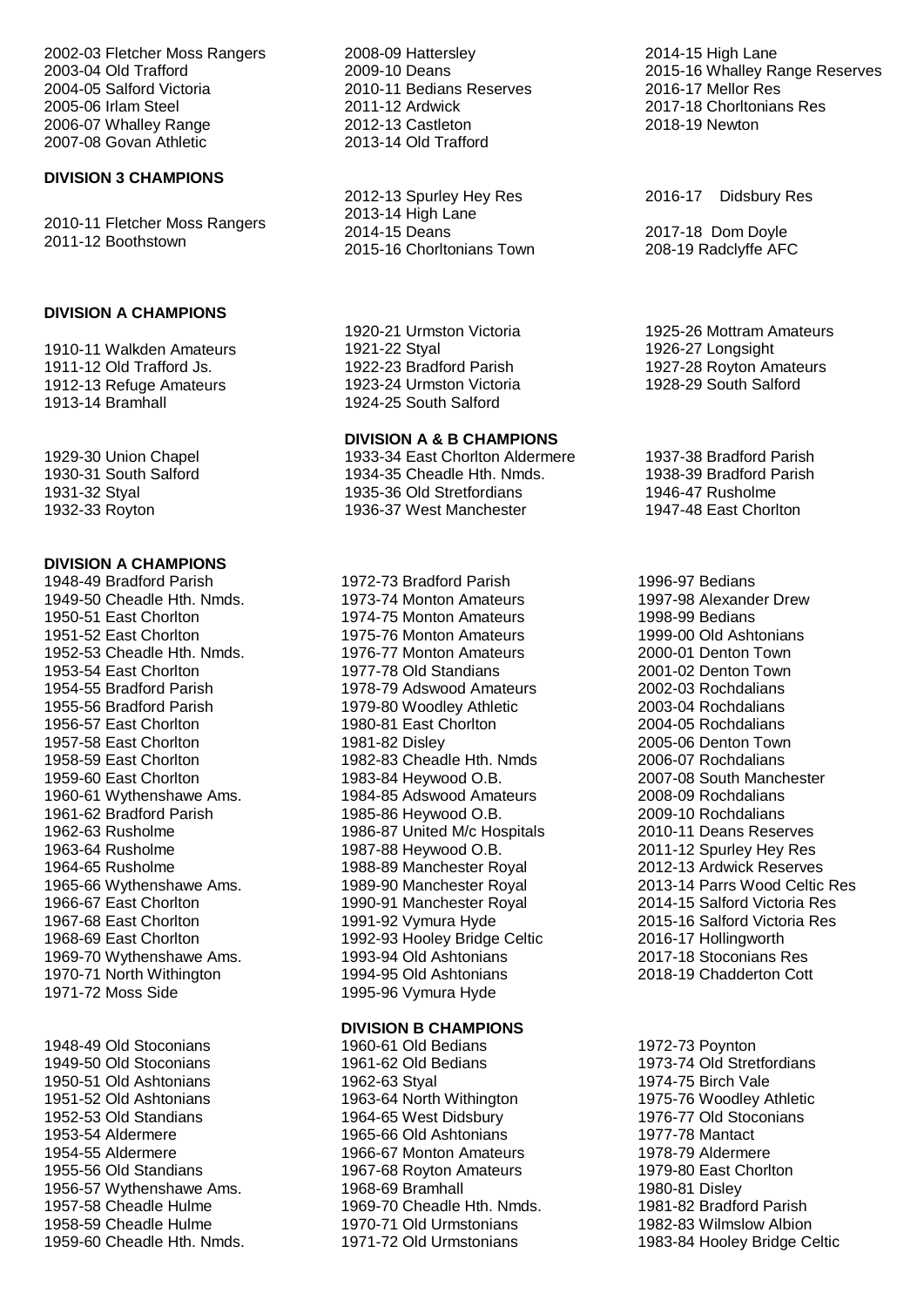2002-03 Fletcher Moss Rangers
2003-04 Old Trafford
2004-05 Salford Victoria
2005-06 Irlam Steel
2006-07 Whalley Range
2007-08 Govan Athletic
2008-09 Hattersley
2009-10 Deans
2010-11 Bedians Reserves
2011-12 Ardwick
2012-13 Castleton
2013-14 Old Trafford
2014-15 High Lane
2015-16 Whalley Range Reserves
2016-17 Mellor Res
2017-18 Chorltonians Res
2018-19 Newton

**DIVISION 3 CHAMPIONS**

2010-11 Fletcher Moss Rangers
2011-12 Boothstown
2012-13 Spurley Hey Res
2013-14 High Lane
2014-15 Deans
2015-16 Chorltonians Town
2016-17 Didsbury Res
2017-18 Dom Doyle
208-19 Radclyffe AFC

**DIVISION A CHAMPIONS**

1910-11 Walkden Amateurs
1911-12 Old Trafford Js.
1912-13 Refuge Amateurs
1913-14 Bramhall
1920-21 Urmston Victoria
1921-22 Styal
1922-23 Bradford Parish
1923-24 Urmston Victoria
1924-25 South Salford
1925-26 Mottram Amateurs
1926-27 Longsight
1927-28 Royton Amateurs
1928-29 South Salford
1929-30 Union Chapel
1930-31 South Salford
1931-32 Styal
1932-33 Royton

**DIVISION A & B CHAMPIONS**

1933-34 East Chorlton Aldermere
1934-35 Cheadle Hth. Nmds.
1935-36 Old Stretfordians
1936-37 West Manchester
1937-38 Bradford Parish
1938-39 Bradford Parish
1946-47 Rusholme
1947-48 East Chorlton

**DIVISION A CHAMPIONS**

1948-49 Bradford Parish
1949-50 Cheadle Hth. Nmds.
1950-51 East Chorlton
1951-52 East Chorlton
1952-53 Cheadle Hth. Nmds.
1953-54 East Chorlton
1954-55 Bradford Parish
1955-56 Bradford Parish
1956-57 East Chorlton
1957-58 East Chorlton
1958-59 East Chorlton
1959-60 East Chorlton
1960-61 Wythenshawe Ams.
1961-62 Bradford Parish
1962-63 Rusholme
1963-64 Rusholme
1964-65 Rusholme
1965-66 Wythenshawe Ams.
1966-67 East Chorlton
1967-68 East Chorlton
1968-69 East Chorlton
1969-70 Wythenshawe Ams.
1970-71 North Withington
1971-72 Moss Side
1972-73 Bradford Parish
1973-74 Monton Amateurs
1974-75 Monton Amateurs
1975-76 Monton Amateurs
1976-77 Monton Amateurs
1977-78 Old Standians
1978-79 Adswood Amateurs
1979-80 Woodley Athletic
1980-81 East Chorlton
1981-82 Disley
1982-83 Cheadle Hth. Nmds
1983-84 Heywood O.B.
1984-85 Adswood Amateurs
1985-86 Heywood O.B.
1986-87 United M/c Hospitals
1987-88 Heywood O.B.
1988-89 Manchester Royal
1989-90 Manchester Royal
1990-91 Manchester Royal
1991-92 Vymura Hyde
1992-93 Hooley Bridge Celtic
1993-94 Old Ashtonians
1994-95 Old Ashtonians
1995-96 Vymura Hyde
1996-97 Bedians
1997-98 Alexander Drew
1998-99 Bedians
1999-00 Old Ashtonians
2000-01 Denton Town
2001-02 Denton Town
2002-03 Rochdalians
2003-04 Rochdalians
2004-05 Rochdalians
2005-06 Denton Town
2006-07 Rochdalians
2007-08 South Manchester
2008-09 Rochdalians
2009-10 Rochdalians
2010-11 Deans Reserves
2011-12 Spurley Hey Res
2012-13 Ardwick Reserves
2013-14 Parrs Wood Celtic Res
2014-15 Salford Victoria Res
2015-16 Salford Victoria Res
2016-17 Hollingworth
2017-18 Stoconians Res
2018-19 Chadderton Cott

**DIVISION B CHAMPIONS**

1948-49 Old Stoconians
1949-50 Old Stoconians
1950-51 Old Ashtonians
1951-52 Old Ashtonians
1952-53 Old Standians
1953-54 Aldermere
1954-55 Aldermere
1955-56 Old Standians
1956-57 Wythenshawe Ams.
1957-58 Cheadle Hulme
1958-59 Cheadle Hulme
1959-60 Cheadle Hth. Nmds.
1960-61 Old Bedians
1961-62 Old Bedians
1962-63 Styal
1963-64 North Withington
1964-65 West Didsbury
1965-66 Old Ashtonians
1966-67 Monton Amateurs
1967-68 Royton Amateurs
1968-69 Bramhall
1969-70 Cheadle Hth. Nmds.
1970-71 Old Urmstonians
1971-72 Old Urmstonians
1972-73 Poynton
1973-74 Old Stretfordians
1974-75 Birch Vale
1975-76 Woodley Athletic
1976-77 Old Stoconians
1977-78 Mantact
1978-79 Aldermere
1979-80 East Chorlton
1980-81 Disley
1981-82 Bradford Parish
1982-83 Wilmslow Albion
1983-84 Hooley Bridge Celtic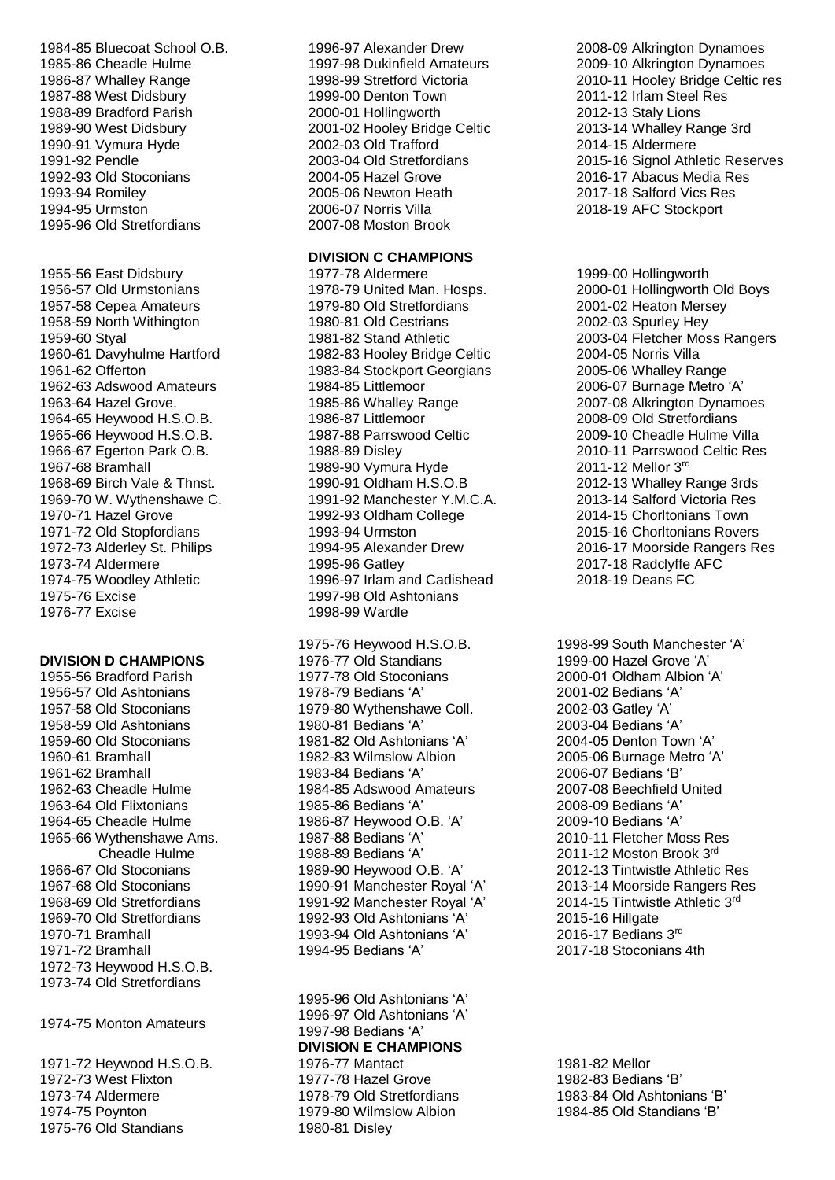1984-85 Bluecoat School O.B.
1985-86 Cheadle Hulme
1986-87 Whalley Range
1987-88 West Didsbury
1988-89 Bradford Parish
1989-90 West Didsbury
1990-91 Vymura Hyde
1991-92 Pendle
1992-93 Old Stoconians
1993-94 Romiley
1994-95 Urmston
1995-96 Old Stretfordians
1996-97 Alexander Drew
1997-98 Dukinfield Amateurs
1998-99 Stretford Victoria
1999-00 Denton Town
2000-01 Hollingworth
2001-02 Hooley Bridge Celtic
2002-03 Old Trafford
2003-04 Old Stretfordians
2004-05 Hazel Grove
2005-06 Newton Heath
2006-07 Norris Villa
2007-08 Moston Brook
2008-09 Alkrington Dynamoes
2009-10 Alkrington Dynamoes
2010-11 Hooley Bridge Celtic res
2011-12 Irlam Steel Res
2012-13 Staly Lions
2013-14 Whalley Range 3rd
2014-15 Aldermere
2015-16 Signol Athletic Reserves
2016-17 Abacus Media Res
2017-18 Salford Vics Res
2018-19 AFC Stockport

## DIVISION C CHAMPIONS

1955-56 East Didsbury
1956-57 Old Urmstonians
1957-58 Cepea Amateurs
1958-59 North Withington
1959-60 Styal
1960-61 Davyhulme Hartford
1961-62 Offerton
1962-63 Adswood Amateurs
1963-64 Hazel Grove.
1964-65 Heywood H.S.O.B.
1965-66 Heywood H.S.O.B.
1966-67 Egerton Park O.B.
1967-68 Bramhall
1968-69 Birch Vale & Thnst.
1969-70 W. Wythenshawe C.
1970-71 Hazel Grove
1971-72 Old Stopfordians
1972-73 Alderley St. Philips
1973-74 Aldermere
1974-75 Woodley Athletic
1975-76 Excise
1976-77 Excise
1977-78 Aldermere
1978-79 United Man. Hosps.
1979-80 Old Stretfordians
1980-81 Old Cestrians
1981-82 Stand Athletic
1982-83 Hooley Bridge Celtic
1983-84 Stockport Georgians
1984-85 Littlemoor
1985-86 Whalley Range
1986-87 Littlemoor
1987-88 Parrswood Celtic
1988-89 Disley
1989-90 Vymura Hyde
1990-91 Oldham H.S.O.B
1991-92 Manchester Y.M.C.A.
1992-93 Oldham College
1993-94 Urmston
1994-95 Alexander Drew
1995-96 Gatley
1996-97 Irlam and Cadishead
1997-98 Old Ashtonians
1998-99 Wardle
1999-00 Hollingworth
2000-01 Hollingworth Old Boys
2001-02 Heaton Mersey
2002-03 Spurley Hey
2003-04 Fletcher Moss Rangers
2004-05 Norris Villa
2005-06 Whalley Range
2006-07 Burnage Metro 'A'
2007-08 Alkrington Dynamoes
2008-09 Old Stretfordians
2009-10 Cheadle Hulme Villa
2010-11 Parrswood Celtic Res
2011-12 Mellor 3rd
2012-13 Whalley Range 3rds
2013-14 Salford Victoria Res
2014-15 Chorltonians Town
2015-16 Chorltonians Rovers
2016-17 Moorside Rangers Res
2017-18 Radclyffe AFC
2018-19 Deans FC

## DIVISION D CHAMPIONS

1955-56 Bradford Parish
1956-57 Old Ashtonians
1957-58 Old Stoconians
1958-59 Old Ashtonians
1959-60 Old Stoconians
1960-61 Bramhall
1961-62 Bramhall
1962-63 Cheadle Hulme
1963-64 Old Flixtonians
1964-65 Cheadle Hulme
1965-66 Wythenshawe Ams. Cheadle Hulme
1966-67 Old Stoconians
1967-68 Old Stoconians
1968-69 Old Stretfordians
1969-70 Old Stretfordians
1970-71 Bramhall
1971-72 Bramhall
1972-73 Heywood H.S.O.B.
1973-74 Old Stretfordians
1974-75 Monton Amateurs
1975-76 Heywood H.S.O.B.
1976-77 Old Standians
1977-78 Old Stoconians
1978-79 Bedians 'A'
1979-80 Wythenshawe Coll.
1980-81 Bedians 'A'
1981-82 Old Ashtonians 'A'
1982-83 Wilmslow Albion
1983-84 Bedians 'A'
1984-85 Adswood Amateurs
1985-86 Bedians 'A'
1986-87 Heywood O.B. 'A'
1987-88 Bedians 'A'
1988-89 Bedians 'A'
1989-90 Heywood O.B. 'A'
1990-91 Manchester Royal 'A'
1991-92 Manchester Royal 'A'
1992-93 Old Ashtonians 'A'
1993-94 Old Ashtonians 'A'
1994-95 Bedians 'A'
1995-96 Old Ashtonians 'A'
1996-97 Old Ashtonians 'A'
1997-98 Bedians 'A'
1998-99 South Manchester 'A'
1999-00 Hazel Grove 'A'
2000-01 Oldham Albion 'A'
2001-02 Bedians 'A'
2002-03 Gatley 'A'
2003-04 Bedians 'A'
2004-05 Denton Town 'A'
2005-06 Burnage Metro 'A'
2006-07 Bedians 'B'
2007-08 Beechfield United
2008-09 Bedians 'A'
2009-10 Bedians 'A'
2010-11 Fletcher Moss Res
2011-12 Moston Brook 3rd
2012-13 Tintwistle Athletic Res
2013-14 Moorside Rangers Res
2014-15 Tintwistle Athletic 3rd
2015-16 Hillgate
2016-17 Bedians 3rd
2017-18 Stoconians 4th

## DIVISION E CHAMPIONS

1971-72 Heywood H.S.O.B.
1972-73 West Flixton
1973-74 Aldermere
1974-75 Poynton
1975-76 Old Standians
1976-77 Mantact
1977-78 Hazel Grove
1978-79 Old Stretfordians
1979-80 Wilmslow Albion
1980-81 Disley
1981-82 Mellor
1982-83 Bedians 'B'
1983-84 Old Ashtonians 'B'
1984-85 Old Standians 'B'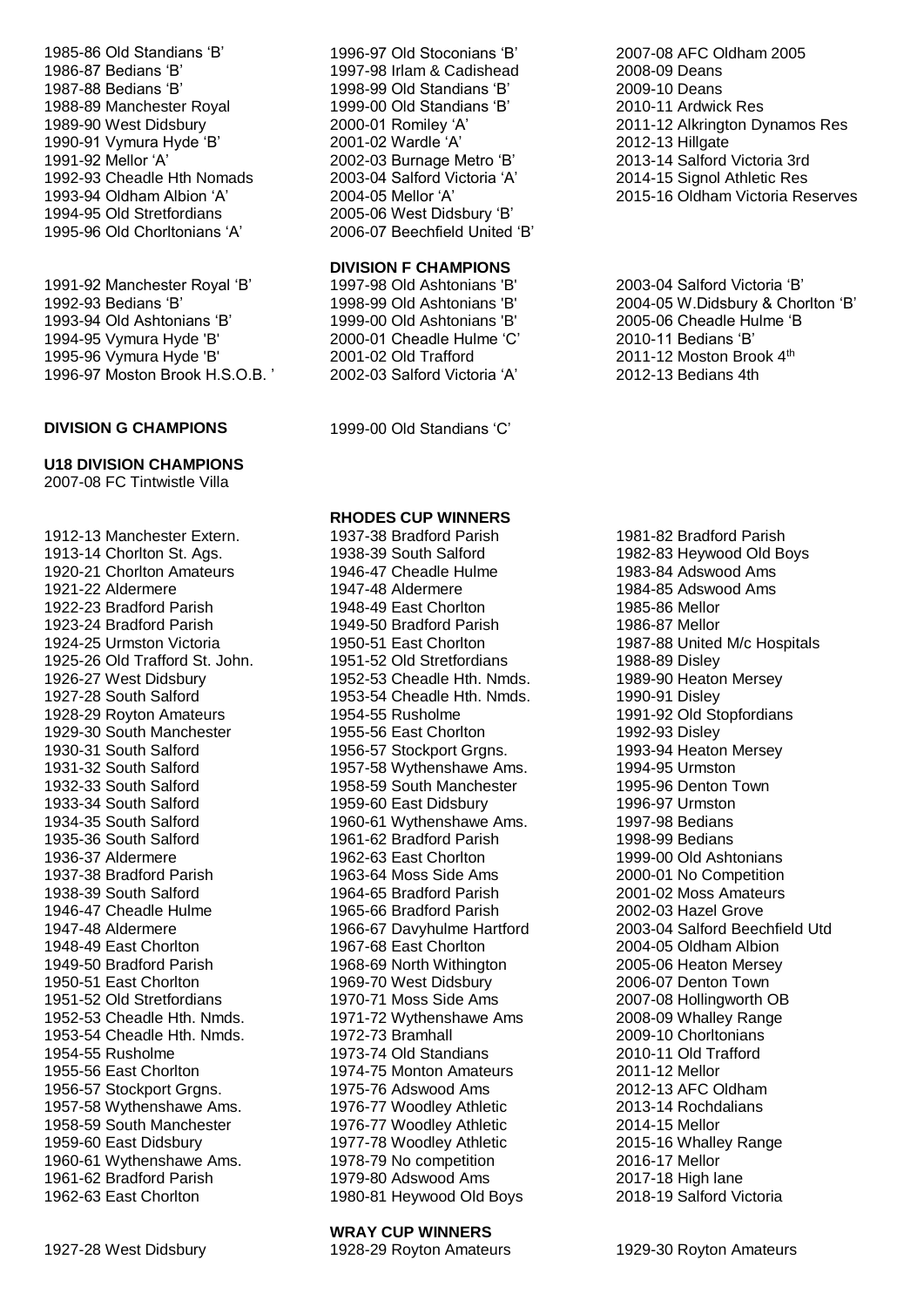1985-86 Old Standians 'B'
1986-87 Bedians 'B'
1987-88 Bedians 'B'
1988-89 Manchester Royal
1989-90 West Didsbury
1990-91 Vymura Hyde 'B'
1991-92 Mellor 'A'
1992-93 Cheadle Hth Nomads
1993-94 Oldham Albion 'A'
1994-95 Old Stretfordians
1995-96 Old Chorltonians 'A'
1996-97 Old Stoconians 'B'
1997-98 Irlam & Cadishead
1998-99 Old Standians 'B'
1999-00 Old Standians 'B'
2000-01 Romiley 'A'
2001-02 Wardle 'A'
2002-03 Burnage Metro 'B'
2003-04 Salford Victoria 'A'
2004-05 Mellor 'A'
2005-06 West Didsbury 'B'
2006-07 Beechfield United 'B'
2007-08 AFC Oldham 2005
2008-09 Deans
2009-10 Deans
2010-11 Ardwick Res
2011-12 Alkrington Dynamos Res
2012-13 Hillgate
2013-14 Salford Victoria 3rd
2014-15 Signol Athletic Res
2015-16 Oldham Victoria Reserves

**DIVISION F CHAMPIONS**

1991-92 Manchester Royal 'B'
1992-93 Bedians 'B'
1993-94 Old Ashtonians 'B'
1994-95 Vymura Hyde 'B'
1995-96 Vymura Hyde 'B'
1996-97 Moston Brook H.S.O.B. '
1997-98 Old Ashtonians 'B'
1998-99 Old Ashtonians 'B'
1999-00 Old Ashtonians 'B'
2000-01 Cheadle Hulme 'C'
2001-02 Old Trafford
2002-03 Salford Victoria 'A'
2003-04 Salford Victoria 'B'
2004-05 W.Didsbury & Chorlton 'B'
2005-06 Cheadle Hulme 'B
2010-11 Bedians 'B'
2011-12 Moston Brook 4th
2012-13 Bedians 4th

**DIVISION G CHAMPIONS**

1999-00 Old Standians 'C'

**U18 DIVISION CHAMPIONS**

2007-08 FC Tintwistle Villa

**RHODES CUP WINNERS**

1912-13 Manchester Extern.
1913-14 Chorlton St. Ags.
1920-21 Chorlton Amateurs
1921-22 Aldermere
1922-23 Bradford Parish
1923-24 Bradford Parish
1924-25 Urmston Victoria
1925-26 Old Trafford St. John.
1926-27 West Didsbury
1927-28 South Salford
1928-29 Royton Amateurs
1929-30 South Manchester
1930-31 South Salford
1931-32 South Salford
1932-33 South Salford
1933-34 South Salford
1934-35 South Salford
1935-36 South Salford
1936-37 Aldermere
1937-38 Bradford Parish
1938-39 South Salford
1946-47 Cheadle Hulme
1947-48 Aldermere
1948-49 East Chorlton
1949-50 Bradford Parish
1950-51 East Chorlton
1951-52 Old Stretfordians
1952-53 Cheadle Hth. Nmds.
1953-54 Cheadle Hth. Nmds.
1954-55 Rusholme
1955-56 East Chorlton
1956-57 Stockport Grgns.
1957-58 Wythenshawe Ams.
1958-59 South Manchester
1959-60 East Didsbury
1960-61 Wythenshawe Ams.
1961-62 Bradford Parish
1962-63 East Chorlton
1937-38 Bradford Parish
1938-39 South Salford
1946-47 Cheadle Hulme
1947-48 Aldermere
1948-49 East Chorlton
1949-50 Bradford Parish
1950-51 East Chorlton
1951-52 Old Stretfordians
1952-53 Cheadle Hth. Nmds.
1953-54 Cheadle Hth. Nmds.
1954-55 Rusholme
1955-56 East Chorlton
1956-57 Stockport Grgns.
1957-58 Wythenshawe Ams.
1958-59 South Manchester
1959-60 East Didsbury
1960-61 Wythenshawe Ams.
1961-62 Bradford Parish
1962-63 East Chorlton
1963-64 Moss Side Ams
1964-65 Bradford Parish
1965-66 Bradford Parish
1966-67 Davyhulme Hartford
1967-68 East Chorlton
1968-69 North Withington
1969-70 West Didsbury
1970-71 Moss Side Ams
1971-72 Wythenshawe Ams
1972-73 Bramhall
1973-74 Old Standians
1974-75 Monton Amateurs
1975-76 Adswood Ams
1976-77 Woodley Athletic
1976-77 Woodley Athletic
1977-78 Woodley Athletic
1978-79 No competition
1979-80 Adswood Ams
1980-81 Heywood Old Boys
1981-82 Bradford Parish
1982-83 Heywood Old Boys
1983-84 Adswood Ams
1984-85 Adswood Ams
1985-86 Mellor
1986-87 Mellor
1987-88 United M/c Hospitals
1988-89 Disley
1989-90 Heaton Mersey
1990-91 Disley
1991-92 Old Stopfordians
1992-93 Disley
1993-94 Heaton Mersey
1994-95 Urmston
1995-96 Denton Town
1996-97 Urmston
1997-98 Bedians
1998-99 Bedians
1999-00 Old Ashtonians
2000-01 No Competition
2001-02 Moss Amateurs
2002-03 Hazel Grove
2003-04 Salford Beechfield Utd
2004-05 Oldham Albion
2005-06 Heaton Mersey
2006-07 Denton Town
2007-08 Hollingworth OB
2008-09 Whalley Range
2009-10 Chorltonians
2010-11 Old Trafford
2011-12 Mellor
2012-13 AFC Oldham
2013-14 Rochdalians
2014-15 Mellor
2015-16 Whalley Range
2016-17 Mellor
2017-18 High lane
2018-19 Salford Victoria

**WRAY CUP WINNERS**

1927-28 West Didsbury
1928-29 Royton Amateurs
1929-30 Royton Amateurs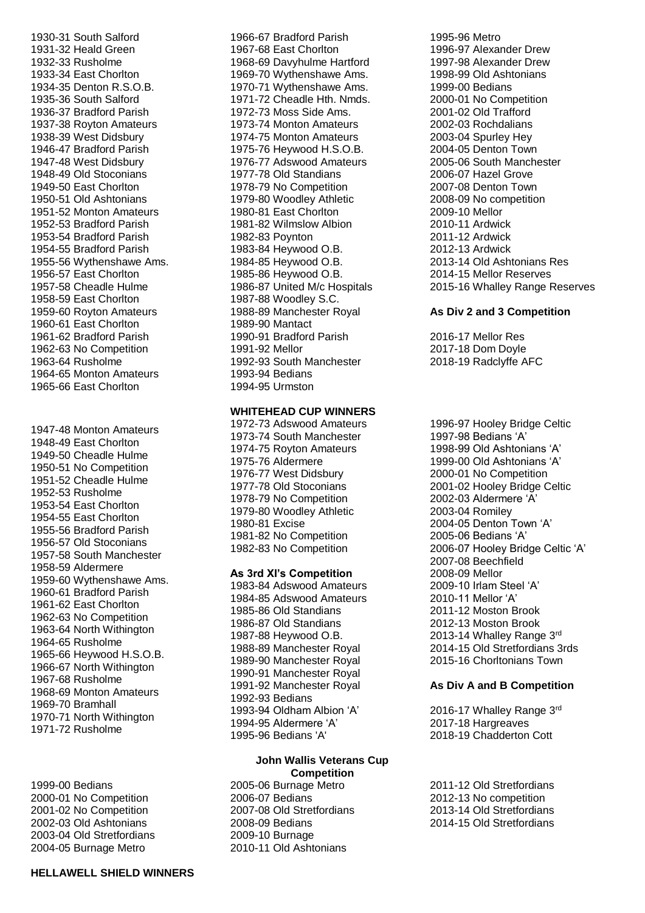1930-31 South Salford
1931-32 Heald Green
1932-33 Rusholme
1933-34 East Chorlton
1934-35 Denton R.S.O.B.
1935-36 South Salford
1936-37 Bradford Parish
1937-38 Royton Amateurs
1938-39 West Didsbury
1946-47 Bradford Parish
1947-48 West Didsbury
1948-49 Old Stoconians
1949-50 East Chorlton
1950-51 Old Ashtonians
1951-52 Monton Amateurs
1952-53 Bradford Parish
1953-54 Bradford Parish
1954-55 Bradford Parish
1955-56 Wythenshawe Ams.
1956-57 East Chorlton
1957-58 Cheadle Hulme
1958-59 East Chorlton
1959-60 Royton Amateurs
1960-61 East Chorlton
1961-62 Bradford Parish
1962-63 No Competition
1963-64 Rusholme
1964-65 Monton Amateurs
1965-66 East Chorlton
1966-67 Bradford Parish
1967-68 East Chorlton
1968-69 Davyhulme Hartford
1969-70 Wythenshawe Ams.
1970-71 Wythenshawe Ams.
1971-72 Cheadle Hth. Nmds.
1972-73 Moss Side Ams.
1973-74 Monton Amateurs
1974-75 Monton Amateurs
1975-76 Heywood H.S.O.B.
1976-77 Adswood Amateurs
1977-78 Old Standians
1978-79 No Competition
1979-80 Woodley Athletic
1980-81 East Chorlton
1981-82 Wilmslow Albion
1982-83 Poynton
1983-84 Heywood O.B.
1984-85 Heywood O.B.
1985-86 Heywood O.B.
1986-87 United M/c Hospitals
1987-88 Woodley S.C.
1988-89 Manchester Royal
1989-90 Mantact
1990-91 Bradford Parish
1991-92 Mellor
1992-93 South Manchester
1993-94 Bedians
1994-95 Urmston
1995-96 Metro
1996-97 Alexander Drew
1997-98 Alexander Drew
1998-99 Old Ashtonians
1999-00 Bedians
2000-01 No Competition
2001-02 Old Trafford
2002-03 Rochdalians
2003-04 Spurley Hey
2004-05 Denton Town
2005-06 South Manchester
2006-07 Hazel Grove
2007-08 Denton Town
2008-09 No competition
2009-10 Mellor
2010-11 Ardwick
2011-12 Ardwick
2012-13 Ardwick
2013-14 Old Ashtonians Res
2014-15 Mellor Reserves
2015-16 Whalley Range Reserves

**As Div 2 and 3 Competition**

2016-17 Mellor Res
2017-18 Dom Doyle
2018-19 Radclyffe AFC

1947-48 Monton Amateurs
1948-49 East Chorlton
1949-50 Cheadle Hulme
1950-51 No Competition
1951-52 Cheadle Hulme
1952-53 Rusholme
1953-54 East Chorlton
1954-55 East Chorlton
1955-56 Bradford Parish
1956-57 Old Stoconians
1957-58 South Manchester
1958-59 Aldermere
1959-60 Wythenshawe Ams.
1960-61 Bradford Parish
1961-62 East Chorlton
1962-63 No Competition
1963-64 North Withington
1964-65 Rusholme
1965-66 Heywood H.S.O.B.
1966-67 North Withington
1967-68 Rusholme
1968-69 Monton Amateurs
1969-70 Bramhall
1970-71 North Withington
1971-72 Rusholme

**WHITEHEAD CUP WINNERS**

1972-73 Adswood Amateurs
1973-74 South Manchester
1974-75 Royton Amateurs
1975-76 Aldermere
1976-77 West Didsbury
1977-78 Old Stoconians
1978-79 No Competition
1979-80 Woodley Athletic
1980-81 Excise
1981-82 No Competition
1982-83 No Competition

**As 3rd XI's Competition**

1983-84 Adswood Amateurs
1984-85 Adswood Amateurs
1985-86 Old Standians
1986-87 Old Standians
1987-88 Heywood O.B.
1988-89 Manchester Royal
1989-90 Manchester Royal
1990-91 Manchester Royal
1991-92 Manchester Royal
1992-93 Bedians
1993-94 Oldham Albion 'A'
1994-95 Aldermere 'A'
1995-96 Bedians 'A'
1996-97 Hooley Bridge Celtic
1997-98 Bedians 'A'
1998-99 Old Ashtonians 'A'
1999-00 Old Ashtonians 'A'
2000-01 No Competition
2001-02 Hooley Bridge Celtic
2002-03 Aldermere 'A'
2003-04 Romiley
2004-05 Denton Town 'A'
2005-06 Bedians 'A'
2006-07 Hooley Bridge Celtic 'A'
2007-08 Beechfield
2008-09 Mellor
2009-10 Irlam Steel 'A'
2010-11 Mellor 'A'
2011-12 Moston Brook
2012-13 Moston Brook
2013-14 Whalley Range 3rd
2014-15 Old Stretfordians 3rds
2015-16 Chorltonians Town

**As Div A and B Competition**

2016-17 Whalley Range 3rd
2017-18 Hargreaves
2018-19 Chadderton Cott

**John Wallis Veterans Cup Competition**

1999-00 Bedians
2000-01 No Competition
2001-02 No Competition
2002-03 Old Ashtonians
2003-04 Old Stretfordians
2004-05 Burnage Metro
2005-06 Burnage Metro
2006-07 Bedians
2007-08 Old Stretfordians
2008-09 Bedians
2009-10 Burnage
2010-11 Old Ashtonians
2011-12 Old Stretfordians
2012-13 No competition
2013-14 Old Stretfordians
2014-15 Old Stretfordians

**HELLAWELL SHIELD WINNERS**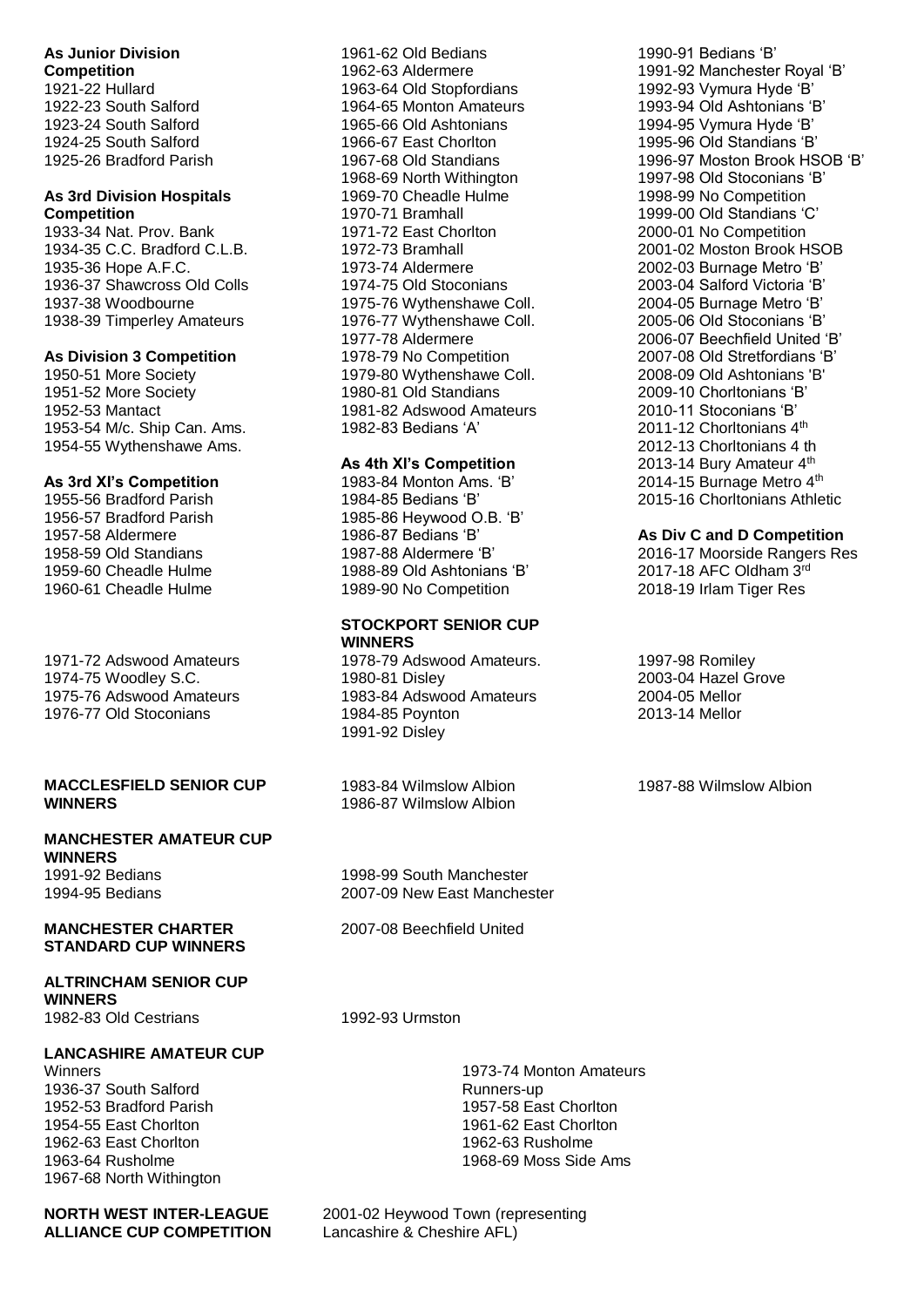**As Junior Division Competition**
1921-22 Hullard
1922-23 South Salford
1923-24 South Salford
1924-25 South Salford
1925-26 Bradford Parish

**As 3rd Division Hospitals Competition**
1933-34 Nat. Prov. Bank
1934-35 C.C. Bradford C.L.B.
1935-36 Hope A.F.C.
1936-37 Shawcross Old Colls
1937-38 Woodbourne
1938-39 Timperley Amateurs

**As Division 3 Competition**
1950-51 More Society
1951-52 More Society
1952-53 Mantact
1953-54 M/c. Ship Can. Ams.
1954-55 Wythenshawe Ams.

**As 3rd XI's Competition**
1955-56 Bradford Parish
1956-57 Bradford Parish
1957-58 Aldermere
1958-59 Old Standians
1959-60 Cheadle Hulme
1960-61 Cheadle Hulme
1961-62 Old Bedians
1962-63 Aldermere
1963-64 Old Stopfordians
1964-65 Monton Amateurs
1965-66 Old Ashtonians
1966-67 East Chorlton
1967-68 Old Standians
1968-69 North Withington
1969-70 Cheadle Hulme
1970-71 Bramhall
1971-72 East Chorlton
1972-73 Bramhall
1973-74 Aldermere
1974-75 Old Stoconians
1975-76 Wythenshawe Coll.
1976-77 Wythenshawe Coll.
1977-78 Aldermere
1978-79 No Competition
1979-80 Wythenshawe Coll.
1980-81 Old Standians
1981-82 Adswood Amateurs
1982-83 Bedians 'A'

**As 4th XI's Competition**
1983-84 Monton Ams. 'B'
1984-85 Bedians 'B'
1985-86 Heywood O.B. 'B'
1986-87 Bedians 'B'
1987-88 Aldermere 'B'
1988-89 Old Ashtonians 'B'
1989-90 No Competition
1990-91 Bedians 'B'
1991-92 Manchester Royal 'B'
1992-93 Vymura Hyde 'B'
1993-94 Old Ashtonians 'B'
1994-95 Vymura Hyde 'B'
1995-96 Old Standians 'B'
1996-97 Moston Brook HSOB 'B'
1997-98 Old Stoconians 'B'
1998-99 No Competition
1999-00 Old Standians 'C'
2000-01 No Competition
2001-02 Moston Brook HSOB
2002-03 Burnage Metro 'B'
2003-04 Salford Victoria 'B'
2004-05 Burnage Metro 'B'
2005-06 Old Stoconians 'B'
2006-07 Beechfield United 'B'
2007-08 Old Stretfordians 'B'
2008-09 Old Ashtonians 'B'
2009-10 Chorltonians 'B'
2010-11 Stoconians 'B'
2011-12 Chorltonians 4th
2012-13 Chorltonians 4 th
2013-14 Bury Amateur 4th
2014-15 Burnage Metro 4th
2015-16 Chorltonians Athletic

**As Div C and D Competition**
2016-17 Moorside Rangers Res
2017-18 AFC Oldham 3rd
2018-19 Irlam Tiger Res

1971-72 Adswood Amateurs
1974-75 Woodley S.C.
1975-76 Adswood Amateurs
1976-77 Old Stoconians

**STOCKPORT SENIOR CUP WINNERS**
1978-79 Adswood Amateurs.
1980-81 Disley
1983-84 Adswood Amateurs
1984-85 Poynton
1991-92 Disley
1997-98 Romiley
2003-04 Hazel Grove
2004-05 Mellor
2013-14 Mellor

**MACCLESFIELD SENIOR CUP WINNERS**
1983-84 Wilmslow Albion
1986-87 Wilmslow Albion
1987-88 Wilmslow Albion

**MANCHESTER AMATEUR CUP WINNERS**
1991-92 Bedians
1994-95 Bedians
1998-99 South Manchester
2007-09 New East Manchester

**MANCHESTER CHARTER STANDARD CUP WINNERS**
2007-08 Beechfield United

**ALTRINCHAM SENIOR CUP WINNERS**
1982-83 Old Cestrians
1992-93 Urmston

**LANCASHIRE AMATEUR CUP**

Winners
1936-37 South Salford
1952-53 Bradford Parish
1954-55 East Chorlton
1962-63 East Chorlton
1963-64 Rusholme
1967-68 North Withington
1973-74 Monton Amateurs

Runners-up
1957-58 East Chorlton
1961-62 East Chorlton
1962-63 Rusholme
1968-69 Moss Side Ams

**NORTH WEST INTER-LEAGUE ALLIANCE CUP COMPETITION**
2001-02 Heywood Town (representing Lancashire & Cheshire AFL)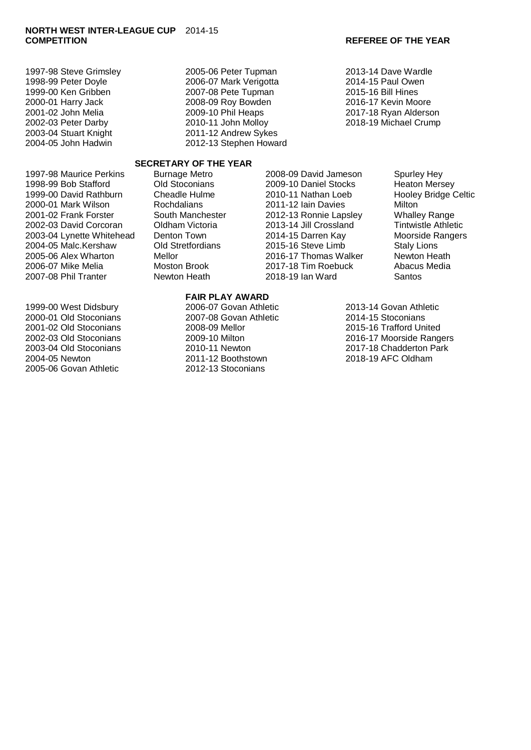**NORTH WEST INTER-LEAGUE CUP COMPETITION** 2014-15

**REFEREE OF THE YEAR**

1997-98 Steve Grimsley
1998-99 Peter Doyle
1999-00 Ken Gribben
2000-01 Harry Jack
2001-02 John Melia
2002-03 Peter Darby
2003-04 Stuart Knight
2004-05 John Hadwin
2005-06 Peter Tupman
2006-07 Mark Verigotta
2007-08 Pete Tupman
2008-09 Roy Bowden
2009-10 Phil Heaps
2010-11 John Molloy
2011-12 Andrew Sykes
2012-13 Stephen Howard
2013-14 Dave Wardle
2014-15 Paul Owen
2015-16 Bill Hines
2016-17 Kevin Moore
2017-18 Ryan Alderson
2018-19 Michael Crump

**SECRETARY OF THE YEAR**

| | |
|---|---|
| 1997-98 Maurice Perkins | Burnage Metro |
| 1998-99 Bob Stafford | Old Stoconians |
| 1999-00 David Rathburn | Cheadle Hulme |
| 2000-01 Mark Wilson | Rochdalians |
| 2001-02 Frank Forster | South Manchester |
| 2002-03 David Corcoran | Oldham Victoria |
| 2003-04 Lynette Whitehead | Denton Town |
| 2004-05 Malc.Kershaw | Old Stretfordians |
| 2005-06 Alex Wharton | Mellor |
| 2006-07 Mike Melia | Moston Brook |
| 2007-08 Phil Tranter | Newton Heath |
| 2008-09 David Jameson | Spurley Hey |
| 2009-10 Daniel Stocks | Heaton Mersey |
| 2010-11 Nathan Loeb | Hooley Bridge Celtic |
| 2011-12 Iain Davies | Milton |
| 2012-13 Ronnie Lapsley | Whalley Range |
| 2013-14 Jill Crossland | Tintwistle Athletic |
| 2014-15 Darren Kay | Moorside Rangers |
| 2015-16 Steve Limb | Staly Lions |
| 2016-17 Thomas Walker | Newton Heath |
| 2017-18 Tim Roebuck | Abacus Media |
| 2018-19 Ian Ward | Santos |

**FAIR PLAY AWARD**

1999-00 West Didsbury
2000-01 Old Stoconians
2001-02 Old Stoconians
2002-03 Old Stoconians
2003-04 Old Stoconians
2004-05 Newton
2005-06 Govan Athletic
2006-07 Govan Athletic
2007-08 Govan Athletic
2008-09 Mellor
2009-10 Milton
2010-11 Newton
2011-12 Boothstown
2012-13 Stoconians
2013-14 Govan Athletic
2014-15 Stoconians
2015-16 Trafford United
2016-17 Moorside Rangers
2017-18 Chadderton Park
2018-19 AFC Oldham